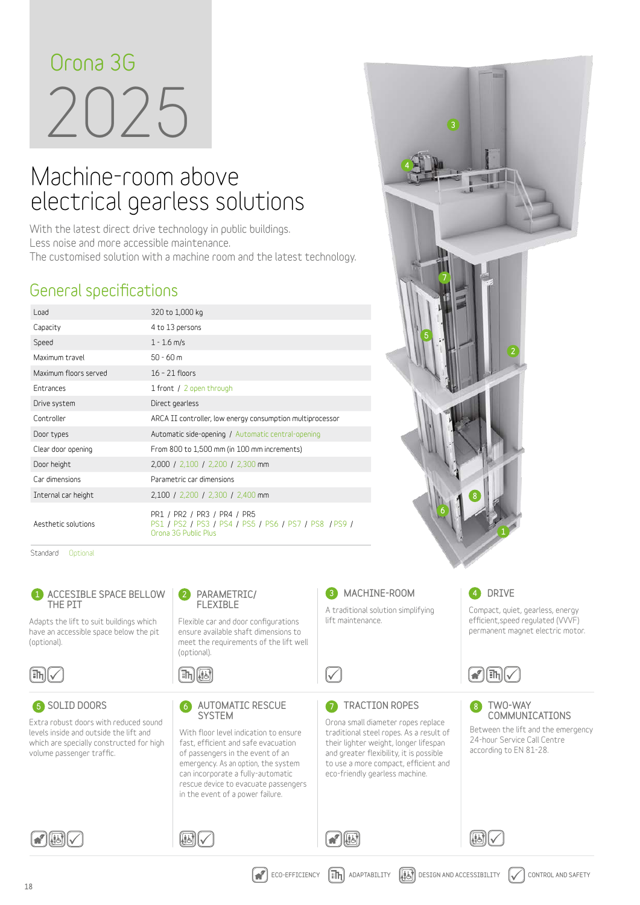Orona 3G

# 2025

# Machine-room above electrical gearless solutions

With the latest direct drive technology in public buildings.
Less noise and more accessible maintenance.
The customised solution with a machine room and the latest technology.

## General specifications

| | |
|---|---|
| Load | 320 to 1,000 kg |
| Capacity | 4 to 13 persons |
| Speed | 1 - 1.6 m/s |
| Maximum travel | 50 - 60 m |
| Maximum floors served | 16 - 21 floors |
| Entrances | 1 front / 2 open through |
| Drive system | Direct gearless |
| Controller | ARCA II controller, low energy consumption multiprocessor |
| Door types | Automatic side-opening / Automatic central-opening |
| Clear door opening | From 800 to 1,500 mm (in 100 mm increments) |
| Door height | 2,000 / 2,100 / 2,200 / 2,300 mm |
| Car dimensions | Parametric car dimensions |
| Internal car height | 2,100 / 2,200 / 2,300 / 2,400 mm |
| Aesthetic solutions | PR1 / PR2 / PR3 / PR4 / PR5 PS1 / PS2 / PS3 / PS4 / PS5 / PS6 / PS7 / PS8 / PS9 / Orona 3G Public Plus |

Standard Optional

### 1 ACCESIBLE SPACE BELLOW THE PIT

Adapts the lift to suit buildings which have an accessible space below the pit (optional).

### 2 PARAMETRIC/ FLEXIBLE

Flexible car and door configurations ensure available shaft dimensions to meet the requirements of the lift well (optional).

### 3 MACHINE-ROOM

A traditional solution simplifying lift maintenance.

### 4 DRIVE

Compact, quiet, gearless, energy efficient,speed regulated (VVVF) permanent magnet electric motor.

### 5 SOLID DOORS

Extra robust doors with reduced sound levels inside and outside the lift and which are specially constructed for high volume passenger traffic.

### 6 AUTOMATIC RESCUE SYSTEM

With floor level indication to ensure fast, efficient and safe evacuation of passengers in the event of an emergency. As an option, the system can incorporate a fully-automatic rescue device to evacuate passengers in the event of a power failure.

### 7 TRACTION ROPES

Orona small diameter ropes replace traditional steel ropes. As a result of their lighter weight, longer lifespan and greater flexibility, it is possible to use a more compact, efficient and eco-friendly gearless machine.

### 8 TWO-WAY COMMUNICATIONS

Between the lift and the emergency 24-hour Service Call Centre according to EN 81-28.

ECO-EFFICIENCY ADAPTABILITY DESIGN AND ACCESSIBILITY CONTROL AND SAFETY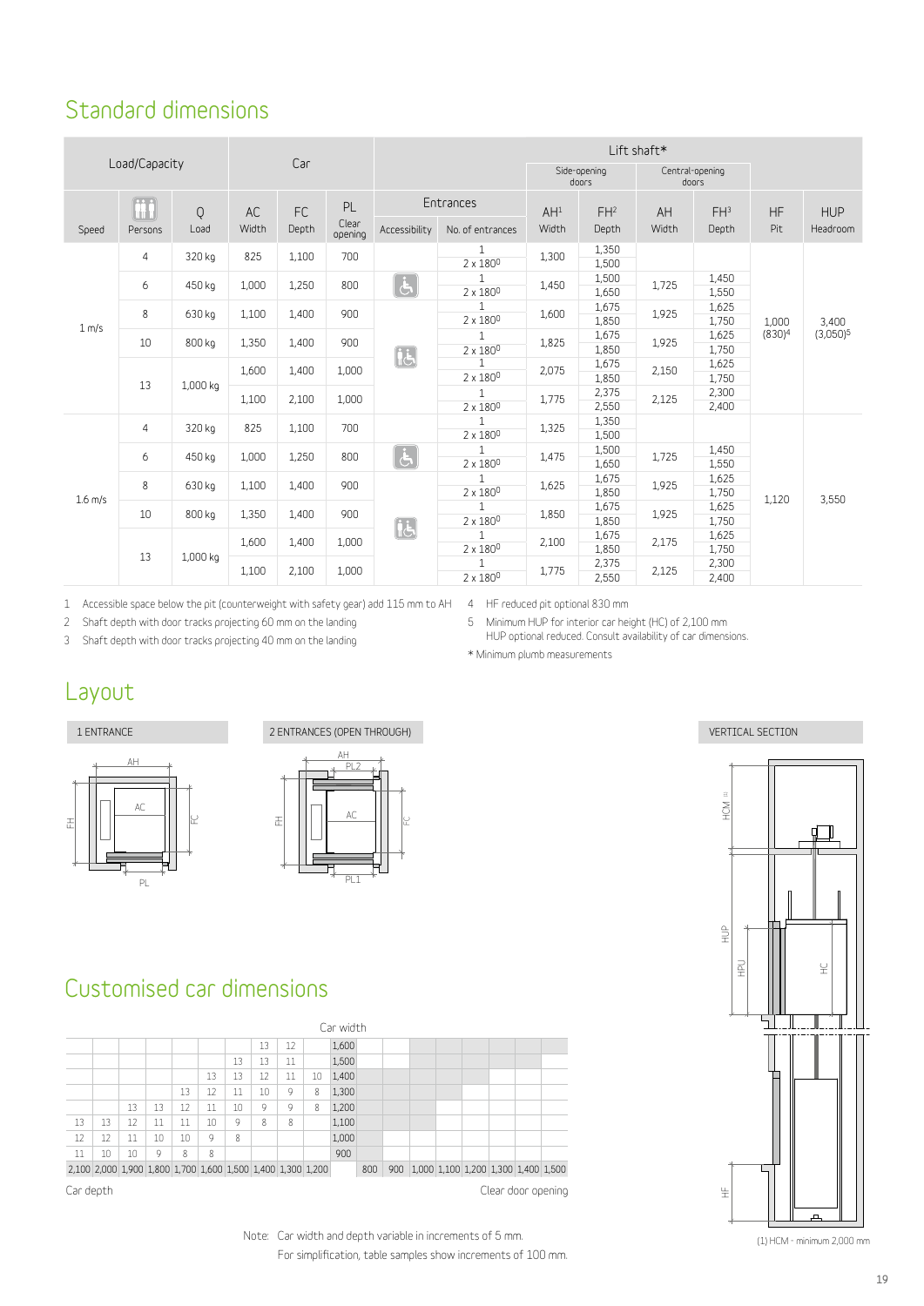## Standard dimensions

| Load/Capacity | | | Car | | | Entrances | | Lift shaft* Side-opening doors | | Lift shaft* Central-opening doors | | Lift shaft* | |
|---|---|---|---|---|---|---|---|---|---|---|---|---|---|
| Speed | Persons | Q Load | AC Width | FC Depth | PL Clear opening | Accessibility | No. of entrances | AH[1] Width | FH[2] Depth | AH Width | FH[3] Depth | HF Pit | HUP Headroom |
| 1 m/s | 4 | 320 kg | 825 | 1,100 | 700 | | 1 | 1,300 | 1,350 | | | 1,000 (830)[4] | 3,400 (3,050)[5] |
| | | | | | | | 2 x 180º | | 1,500 | | | | |
| | 6 | 450 kg | 1,000 | 1,250 | 800 | ♿ | 1 | 1,450 | 1,500 | 1,725 | 1,450 | | |
| | | | | | | | 2 x 180º | | 1,650 | | 1,550 | | |
| | 8 | 630 kg | 1,100 | 1,400 | 900 | | 1 | 1,600 | 1,675 | 1,925 | 1,625 | | |
| | | | | | | | 2 x 180º | | 1,850 | | 1,750 | | |
| | 10 | 800 kg | 1,350 | 1,400 | 900 | ♿ | 1 | 1,825 | 1,675 | 1,925 | 1,625 | | |
| | | | | | | | 2 x 180º | | 1,850 | | 1,750 | | |
| | 13 | 1,000 kg | 1,600 | 1,400 | 1,000 | | 1 | 2,075 | 1,675 | 2,150 | 1,625 | | |
| | | | | | | | 2 x 180º | | 1,850 | | 1,750 | | |
| | | | 1,100 | 2,100 | 1,000 | | 1 | 1,775 | 2,375 | 2,125 | 2,300 | | |
| | | | | | | | 2 x 180º | | 2,550 | | 2,400 | | |
| 1.6 m/s | 4 | 320 kg | 825 | 1,100 | 700 | | 1 | 1,325 | 1,350 | | | 1,120 | 3,550 |
| | | | | | | | 2 x 180º | | 1,500 | | | | |
| | 6 | 450 kg | 1,000 | 1,250 | 800 | ♿ | 1 | 1,475 | 1,500 | 1,725 | 1,450 | | |
| | | | | | | | 2 x 180º | | 1,650 | | 1,550 | | |
| | 8 | 630 kg | 1,100 | 1,400 | 900 | | 1 | 1,625 | 1,675 | 1,925 | 1,625 | | |
| | | | | | | | 2 x 180º | | 1,850 | | 1,750 | | |
| | 10 | 800 kg | 1,350 | 1,400 | 900 | ♿ | 1 | 1,850 | 1,675 | 1,925 | 1,625 | | |
| | | | | | | | 2 x 180º | | 1,850 | | 1,750 | | |
| | 13 | 1,000 kg | 1,600 | 1,400 | 1,000 | | 1 | 2,100 | 1,675 | 2,175 | 1,625 | | |
| | | | | | | | 2 x 180º | | 1,850 | | 1,750 | | |
| | | | 1,100 | 2,100 | 1,000 | | 1 | 1,775 | 2,375 | 2,125 | 2,300 | | |
| | | | | | | | 2 x 180º | | 2,550 | | 2,400 | | |

1. Accessible space below the pit (counterweight with safety gear) add 115 mm to AH
2. Shaft depth with door tracks projecting 60 mm on the landing
3. Shaft depth with door tracks projecting 40 mm on the landing
4. HF reduced pit optional 830 mm
5. Minimum HUP for interior car height (HC) of 2,100 mm
   HUP optional reduced. Consult availability of car dimensions.

\* Minimum plumb measurements

## Layout

1 ENTRANCE

AH, AC, FH, FC, PL

2 ENTRANCES (OPEN THROUGH)

AH, PL2, AC, FH, FC, PL1

VERTICAL SECTION

HCM (1), HUP, HPU, HC, HF

(1) HCM - minimum 2,000 mm

## Customised car dimensions

| Car depth 2,100 | 2,000 | 1,900 | 1,800 | 1,700 | 1,600 | 1,500 | 1,400 | 1,300 | 1,200 | Car width | Clear door opening 800 | 900 | 1,000 | 1,100 | 1,200 | 1,300 | 1,400 | 1,500 |
|---|---|---|---|---|---|---|---|---|---|---|---|---|---|---|---|---|---|---|
| | | | | | | | 13 | 12 | | 1,600 | | | | | | | | |
| | | | | | | 13 | 13 | 11 | | 1,500 | | | | | | | | |
| | | | | | 13 | 13 | 12 | 11 | 10 | 1,400 | | | | | | | | |
| | | | | 13 | 12 | 11 | 10 | 9 | 8 | 1,300 | | | | | | | | |
| | | 13 | 13 | 12 | 11 | 10 | 9 | 9 | 8 | 1,200 | | | | | | | | |
| 13 | 13 | 12 | 11 | 11 | 10 | 9 | 8 | 8 | | 1,100 | | | | | | | | |
| 12 | 12 | 11 | 10 | 10 | 9 | 8 | | | | 1,000 | | | | | | | | |
| 11 | 10 | 10 | 9 | 8 | 8 | | | | | 900 | | | | | | | | |

Note: Car width and depth variable in increments of 5 mm.
For simplification, table samples show increments of 100 mm.